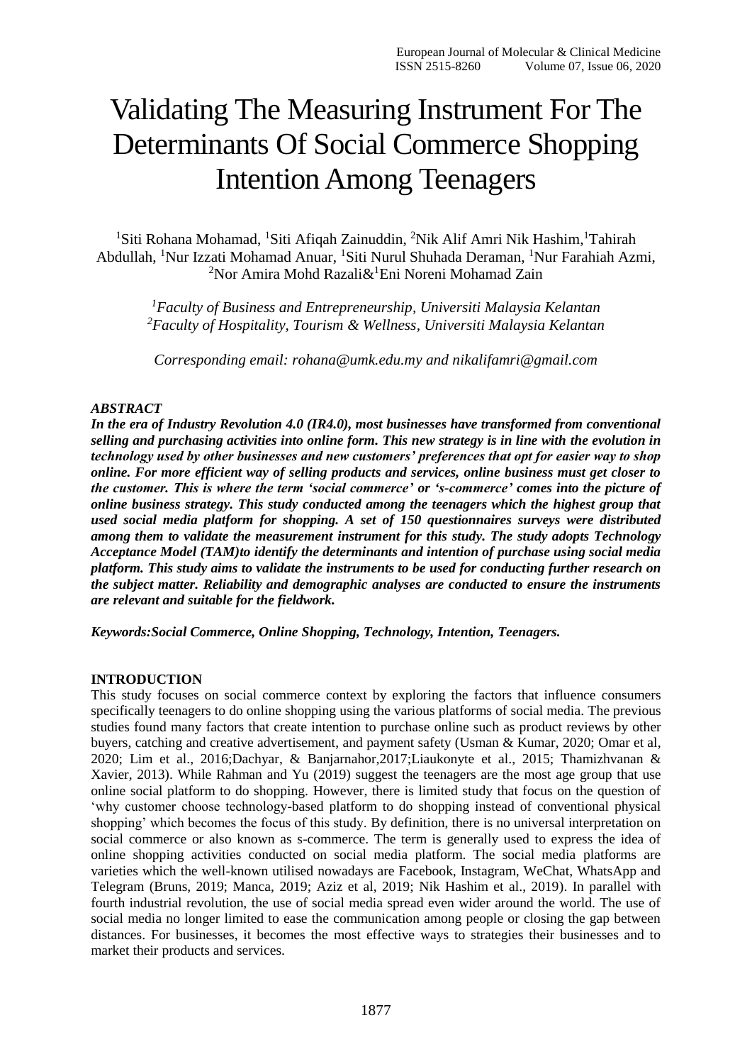# Validating The Measuring Instrument For The Determinants Of Social Commerce Shopping Intention Among Teenagers

[1]Siti Rohana Mohamad, [1]Siti Afiqah Zainuddin, [2]Nik Alif Amri Nik Hashim,[1]Tahirah Abdullah, [1]Nur Izzati Mohamad Anuar, [1]Siti Nurul Shuhada Deraman, [1]Nur Farahiah Azmi, [2]Nor Amira Mohd Razali&[1]Eni Noreni Mohamad Zain

*[1]Faculty of Business and Entrepreneurship, Universiti Malaysia Kelantan*
*[2]Faculty of Hospitality, Tourism & Wellness, Universiti Malaysia Kelantan*

*Corresponding email: rohana@umk.edu.my and nikalifamri@gmail.com*

***ABSTRACT***

***In the era of Industry Revolution 4.0 (IR4.0), most businesses have transformed from conventional selling and purchasing activities into online form. This new strategy is in line with the evolution in technology used by other businesses and new customers' preferences that opt for easier way to shop online. For more efficient way of selling products and services, online business must get closer to the customer. This is where the term 'social commerce' or 's-commerce' comes into the picture of online business strategy. This study conducted among the teenagers which the highest group that used social media platform for shopping. A set of 150 questionnaires surveys were distributed among them to validate the measurement instrument for this study. The study adopts Technology Acceptance Model (TAM)to identify the determinants and intention of purchase using social media platform. This study aims to validate the instruments to be used for conducting further research on the subject matter. Reliability and demographic analyses are conducted to ensure the instruments are relevant and suitable for the fieldwork.***

***Keywords:Social Commerce, Online Shopping, Technology, Intention, Teenagers.***

## INTRODUCTION

This study focuses on social commerce context by exploring the factors that influence consumers specifically teenagers to do online shopping using the various platforms of social media. The previous studies found many factors that create intention to purchase online such as product reviews by other buyers, catching and creative advertisement, and payment safety (Usman & Kumar, 2020; Omar et al, 2020; Lim et al., 2016;Dachyar, & Banjarnahor,2017;Liaukonyte et al., 2015; Thamizhvanan & Xavier, 2013). While Rahman and Yu (2019) suggest the teenagers are the most age group that use online social platform to do shopping. However, there is limited study that focus on the question of 'why customer choose technology-based platform to do shopping instead of conventional physical shopping' which becomes the focus of this study. By definition, there is no universal interpretation on social commerce or also known as s-commerce. The term is generally used to express the idea of online shopping activities conducted on social media platform. The social media platforms are varieties which the well-known utilised nowadays are Facebook, Instagram, WeChat, WhatsApp and Telegram (Bruns, 2019; Manca, 2019; Aziz et al, 2019; Nik Hashim et al., 2019). In parallel with fourth industrial revolution, the use of social media spread even wider around the world. The use of social media no longer limited to ease the communication among people or closing the gap between distances. For businesses, it becomes the most effective ways to strategies their businesses and to market their products and services.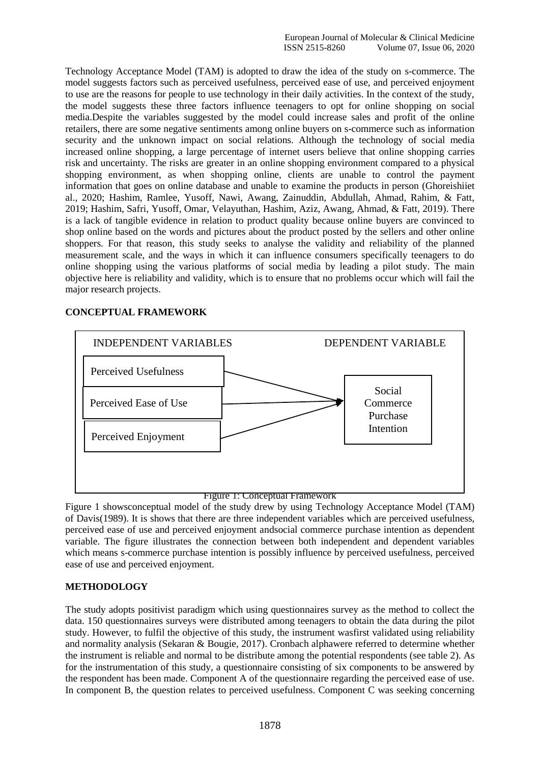Technology Acceptance Model (TAM) is adopted to draw the idea of the study on s-commerce. The model suggests factors such as perceived usefulness, perceived ease of use, and perceived enjoyment to use are the reasons for people to use technology in their daily activities. In the context of the study, the model suggests these three factors influence teenagers to opt for online shopping on social media.Despite the variables suggested by the model could increase sales and profit of the online retailers, there are some negative sentiments among online buyers on s-commerce such as information security and the unknown impact on social relations. Although the technology of social media increased online shopping, a large percentage of internet users believe that online shopping carries risk and uncertainty. The risks are greater in an online shopping environment compared to a physical shopping environment, as when shopping online, clients are unable to control the payment information that goes on online database and unable to examine the products in person (Ghoreishiiet al., 2020; Hashim, Ramlee, Yusoff, Nawi, Awang, Zainuddin, Abdullah, Ahmad, Rahim, & Fatt, 2019; Hashim, Safri, Yusoff, Omar, Velayuthan, Hashim, Aziz, Awang, Ahmad, & Fatt, 2019). There is a lack of tangible evidence in relation to product quality because online buyers are convinced to shop online based on the words and pictures about the product posted by the sellers and other online shoppers. For that reason, this study seeks to analyse the validity and reliability of the planned measurement scale, and the ways in which it can influence consumers specifically teenagers to do online shopping using the various platforms of social media by leading a pilot study. The main objective here is reliability and validity, which is to ensure that no problems occur which will fail the major research projects.

## CONCEPTUAL FRAMEWORK

INDEPENDENT VARIABLES — Perceived Usefulness; Perceived Ease of Use; Perceived Enjoyment → DEPENDENT VARIABLE — Social Commerce Purchase Intention

Figure 1: Conceptual Framework

Figure 1 showsconceptual model of the study drew by using Technology Acceptance Model (TAM) of Davis(1989). It is shows that there are three independent variables which are perceived usefulness, perceived ease of use and perceived enjoyment andsocial commerce purchase intention as dependent variable. The figure illustrates the connection between both independent and dependent variables which means s-commerce purchase intention is possibly influence by perceived usefulness, perceived ease of use and perceived enjoyment.

## METHODOLOGY

The study adopts positivist paradigm which using questionnaires survey as the method to collect the data. 150 questionnaires surveys were distributed among teenagers to obtain the data during the pilot study. However, to fulfil the objective of this study, the instrument wasfirst validated using reliability and normality analysis (Sekaran & Bougie, 2017). Cronbach alphawere referred to determine whether the instrument is reliable and normal to be distribute among the potential respondents (see table 2). As for the instrumentation of this study, a questionnaire consisting of six components to be answered by the respondent has been made. Component A of the questionnaire regarding the perceived ease of use. In component B, the question relates to perceived usefulness. Component C was seeking concerning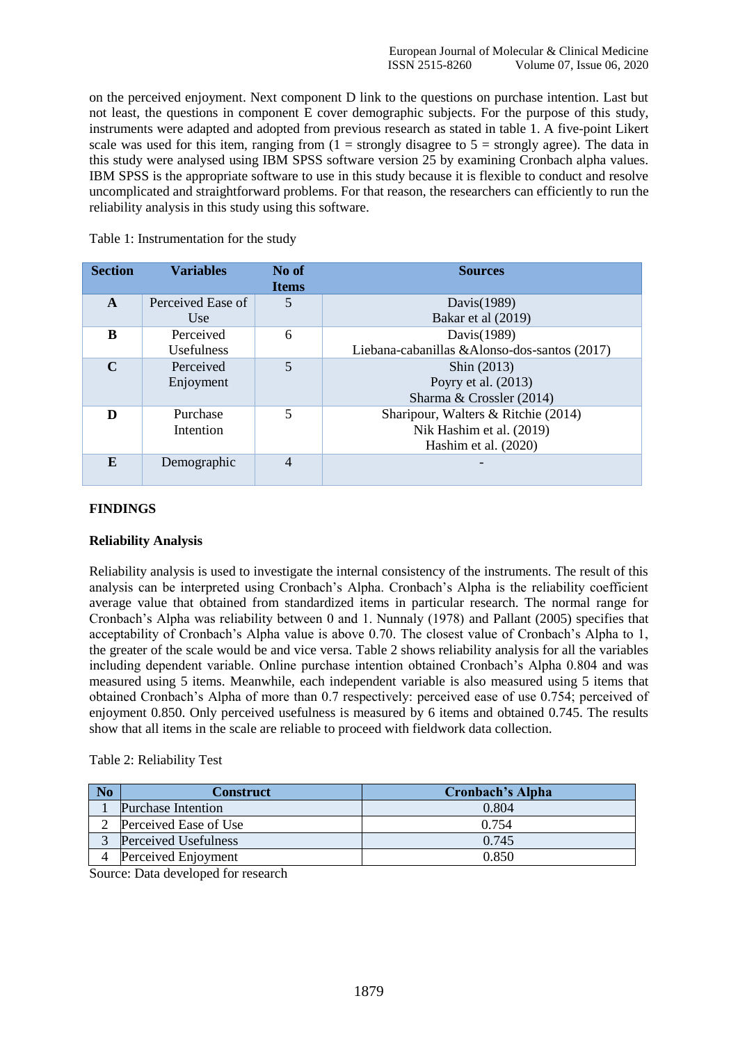on the perceived enjoyment. Next component D link to the questions on purchase intention. Last but not least, the questions in component E cover demographic subjects. For the purpose of this study, instruments were adapted and adopted from previous research as stated in table 1. A five-point Likert scale was used for this item, ranging from (1 = strongly disagree to 5 = strongly agree). The data in this study were analysed using IBM SPSS software version 25 by examining Cronbach alpha values. IBM SPSS is the appropriate software to use in this study because it is flexible to conduct and resolve uncomplicated and straightforward problems. For that reason, the researchers can efficiently to run the reliability analysis in this study using this software.

Table 1: Instrumentation for the study

| Section | Variables | No of Items | Sources |
|---|---|---|---|
| **A** | Perceived Ease of Use | 5 | Davis(1989)<br>Bakar et al (2019) |
| **B** | Perceived Usefulness | 6 | Davis(1989)<br>Liebana-cabanillas &Alonso-dos-santos (2017) |
| **C** | Perceived Enjoyment | 5 | Shin (2013)<br>Poyry et al. (2013)<br>Sharma & Crossler (2014) |
| **D** | Purchase Intention | 5 | Sharipour, Walters & Ritchie (2014)<br>Nik Hashim et al. (2019)<br>Hashim et al. (2020) |
| **E** | Demographic | 4 | - |

## FINDINGS

### Reliability Analysis

Reliability analysis is used to investigate the internal consistency of the instruments. The result of this analysis can be interpreted using Cronbach's Alpha. Cronbach's Alpha is the reliability coefficient average value that obtained from standardized items in particular research. The normal range for Cronbach's Alpha was reliability between 0 and 1. Nunnaly (1978) and Pallant (2005) specifies that acceptability of Cronbach's Alpha value is above 0.70. The closest value of Cronbach's Alpha to 1, the greater of the scale would be and vice versa. Table 2 shows reliability analysis for all the variables including dependent variable. Online purchase intention obtained Cronbach's Alpha 0.804 and was measured using 5 items. Meanwhile, each independent variable is also measured using 5 items that obtained Cronbach's Alpha of more than 0.7 respectively: perceived ease of use 0.754; perceived of enjoyment 0.850. Only perceived usefulness is measured by 6 items and obtained 0.745. The results show that all items in the scale are reliable to proceed with fieldwork data collection.

Table 2: Reliability Test

| No | Construct | Cronbach's Alpha |
|---|---|---|
| 1 | Purchase Intention | 0.804 |
| 2 | Perceived Ease of Use | 0.754 |
| 3 | Perceived Usefulness | 0.745 |
| 4 | Perceived Enjoyment | 0.850 |

Source: Data developed for research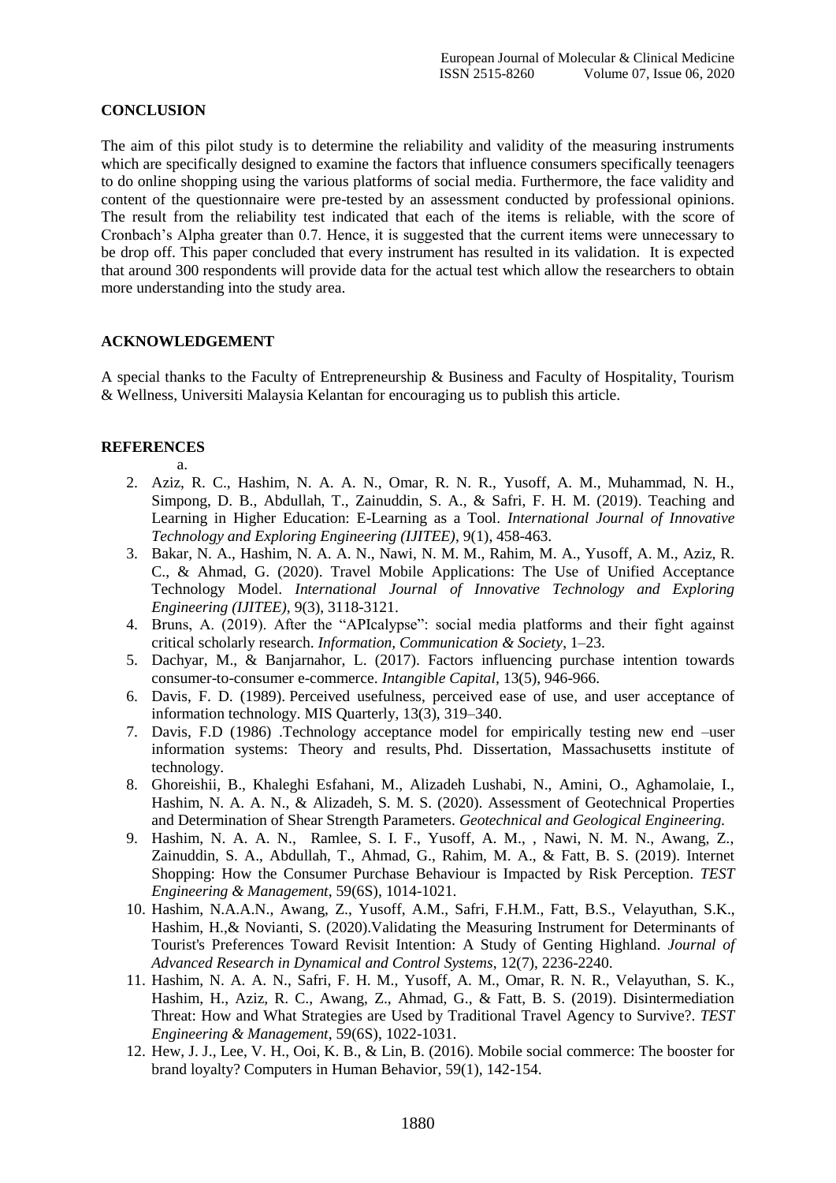## CONCLUSION

The aim of this pilot study is to determine the reliability and validity of the measuring instruments which are specifically designed to examine the factors that influence consumers specifically teenagers to do online shopping using the various platforms of social media. Furthermore, the face validity and content of the questionnaire were pre-tested by an assessment conducted by professional opinions. The result from the reliability test indicated that each of the items is reliable, with the score of Cronbach's Alpha greater than 0.7. Hence, it is suggested that the current items were unnecessary to be drop off. This paper concluded that every instrument has resulted in its validation. It is expected that around 300 respondents will provide data for the actual test which allow the researchers to obtain more understanding into the study area.

## ACKNOWLEDGEMENT

A special thanks to the Faculty of Entrepreneurship & Business and Faculty of Hospitality, Tourism & Wellness, Universiti Malaysia Kelantan for encouraging us to publish this article.

## REFERENCES

a.

2. Aziz, R. C., Hashim, N. A. A. N., Omar, R. N. R., Yusoff, A. M., Muhammad, N. H., Simpong, D. B., Abdullah, T., Zainuddin, S. A., & Safri, F. H. M. (2019). Teaching and Learning in Higher Education: E-Learning as a Tool. *International Journal of Innovative Technology and Exploring Engineering (IJITEE)*, 9(1), 458-463.
3. Bakar, N. A., Hashim, N. A. A. N., Nawi, N. M. M., Rahim, M. A., Yusoff, A. M., Aziz, R. C., & Ahmad, G. (2020). Travel Mobile Applications: The Use of Unified Acceptance Technology Model. *International Journal of Innovative Technology and Exploring Engineering (IJITEE)*, 9(3), 3118-3121.
4. Bruns, A. (2019). After the "APIcalypse": social media platforms and their fight against critical scholarly research. *Information, Communication & Society*, 1–23.
5. Dachyar, M., & Banjarnahor, L. (2017). Factors influencing purchase intention towards consumer-to-consumer e-commerce. *Intangible Capital*, 13(5), 946-966.
6. Davis, F. D. (1989). Perceived usefulness, perceived ease of use, and user acceptance of information technology. MIS Quarterly, 13(3), 319–340.
7. Davis, F.D (1986) .Technology acceptance model for empirically testing new end –user information systems: Theory and results, Phd. Dissertation, Massachusetts institute of technology.
8. Ghoreishii, B., Khaleghi Esfahani, M., Alizadeh Lushabi, N., Amini, O., Aghamolaie, I., Hashim, N. A. A. N., & Alizadeh, S. M. S. (2020). Assessment of Geotechnical Properties and Determination of Shear Strength Parameters. *Geotechnical and Geological Engineering.*
9. Hashim, N. A. A. N., Ramlee, S. I. F., Yusoff, A. M., , Nawi, N. M. N., Awang, Z., Zainuddin, S. A., Abdullah, T., Ahmad, G., Rahim, M. A., & Fatt, B. S. (2019). Internet Shopping: How the Consumer Purchase Behaviour is Impacted by Risk Perception. *TEST Engineering & Management*, 59(6S), 1014-1021.
10. Hashim, N.A.A.N., Awang, Z., Yusoff, A.M., Safri, F.H.M., Fatt, B.S., Velayuthan, S.K., Hashim, H.,& Novianti, S. (2020).Validating the Measuring Instrument for Determinants of Tourist's Preferences Toward Revisit Intention: A Study of Genting Highland. *Journal of Advanced Research in Dynamical and Control Systems*, 12(7), 2236-2240.
11. Hashim, N. A. A. N., Safri, F. H. M., Yusoff, A. M., Omar, R. N. R., Velayuthan, S. K., Hashim, H., Aziz, R. C., Awang, Z., Ahmad, G., & Fatt, B. S. (2019). Disintermediation Threat: How and What Strategies are Used by Traditional Travel Agency to Survive?. *TEST Engineering & Management*, 59(6S), 1022-1031.
12. Hew, J. J., Lee, V. H., Ooi, K. B., & Lin, B. (2016). Mobile social commerce: The booster for brand loyalty? Computers in Human Behavior, 59(1), 142-154.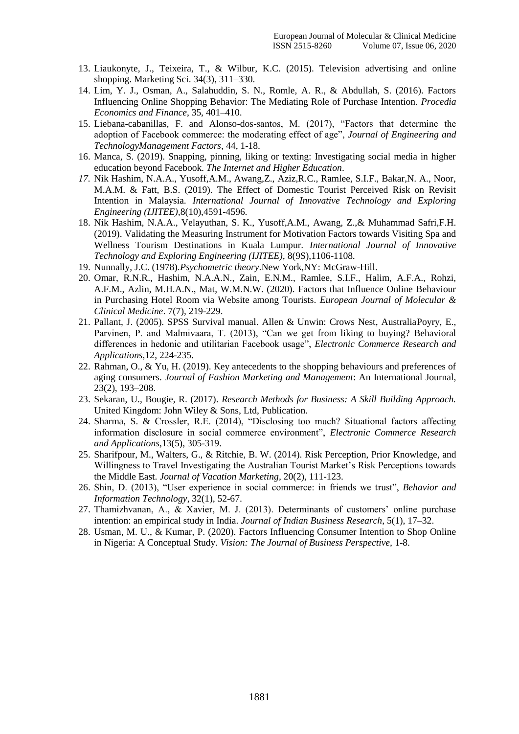13. Liaukonyte, J., Teixeira, T., & Wilbur, K.C. (2015). Television advertising and online shopping. Marketing Sci. 34(3), 311–330.
14. Lim, Y. J., Osman, A., Salahuddin, S. N., Romle, A. R., & Abdullah, S. (2016). Factors Influencing Online Shopping Behavior: The Mediating Role of Purchase Intention. *Procedia Economics and Finance*, 35, 401–410.
15. Liebana-cabanillas, F. and Alonso-dos-santos, M. (2017), "Factors that determine the adoption of Facebook commerce: the moderating effect of age", *Journal of Engineering and TechnologyManagement Factors*, 44, 1-18.
16. Manca, S. (2019). Snapping, pinning, liking or texting: Investigating social media in higher education beyond Facebook. *The Internet and Higher Education*.
17. Nik Hashim, N.A.A., Yusoff,A.M., Awang,Z., Aziz,R.C., Ramlee, S.I.F., Bakar,N. A., Noor, M.A.M. & Fatt, B.S. (2019). The Effect of Domestic Tourist Perceived Risk on Revisit Intention in Malaysia. *International Journal of Innovative Technology and Exploring Engineering (IJITEE)*,8(10),4591-4596.
18. Nik Hashim, N.A.A., Velayuthan, S. K., Yusoff,A.M., Awang, Z.,& Muhammad Safri,F.H. (2019). Validating the Measuring Instrument for Motivation Factors towards Visiting Spa and Wellness Tourism Destinations in Kuala Lumpur. *International Journal of Innovative Technology and Exploring Engineering (IJITEE),* 8(9S),1106-1108.
19. Nunnally, J.C. (1978).*Psychometric theory*.New York,NY: McGraw-Hill.
20. Omar, R.N.R., Hashim, N.A.A.N., Zain, E.N.M., Ramlee, S.I.F., Halim, A.F.A., Rohzi, A.F.M., Azlin, M.H.A.N., Mat, W.M.N.W. (2020). Factors that Influence Online Behaviour in Purchasing Hotel Room via Website among Tourists. *European Journal of Molecular & Clinical Medicine*. 7(7), 219-229.
21. Pallant, J. (2005). SPSS Survival manual. Allen & Unwin: Crows Nest, AustraliaPoyry, E., Parvinen, P. and Malmivaara, T. (2013), "Can we get from liking to buying? Behavioral differences in hedonic and utilitarian Facebook usage", *Electronic Commerce Research and Applications*,12, 224-235.
22. Rahman, O., & Yu, H. (2019). Key antecedents to the shopping behaviours and preferences of aging consumers. *Journal of Fashion Marketing and Management*: An International Journal, 23(2), 193–208.
23. Sekaran, U., Bougie, R. (2017). *Research Methods for Business: A Skill Building Approach.* United Kingdom: John Wiley & Sons, Ltd, Publication.
24. Sharma, S. & Crossler, R.E. (2014), "Disclosing too much? Situational factors affecting information disclosure in social commerce environment", *Electronic Commerce Research and Applications*,13(5), 305-319.
25. Sharifpour, M., Walters, G., & Ritchie, B. W. (2014). Risk Perception, Prior Knowledge, and Willingness to Travel Investigating the Australian Tourist Market's Risk Perceptions towards the Middle East. *Journal of Vacation Marketing*, 20(2), 111-123.
26. Shin, D. (2013), "User experience in social commerce: in friends we trust", *Behavior and Information Technology*, 32(1), 52-67.
27. Thamizhvanan, A., & Xavier, M. J. (2013). Determinants of customers' online purchase intention: an empirical study in India. *Journal of Indian Business Research*, 5(1), 17–32.
28. Usman, M. U., & Kumar, P. (2020). Factors Influencing Consumer Intention to Shop Online in Nigeria: A Conceptual Study. *Vision: The Journal of Business Perspective*, 1-8.